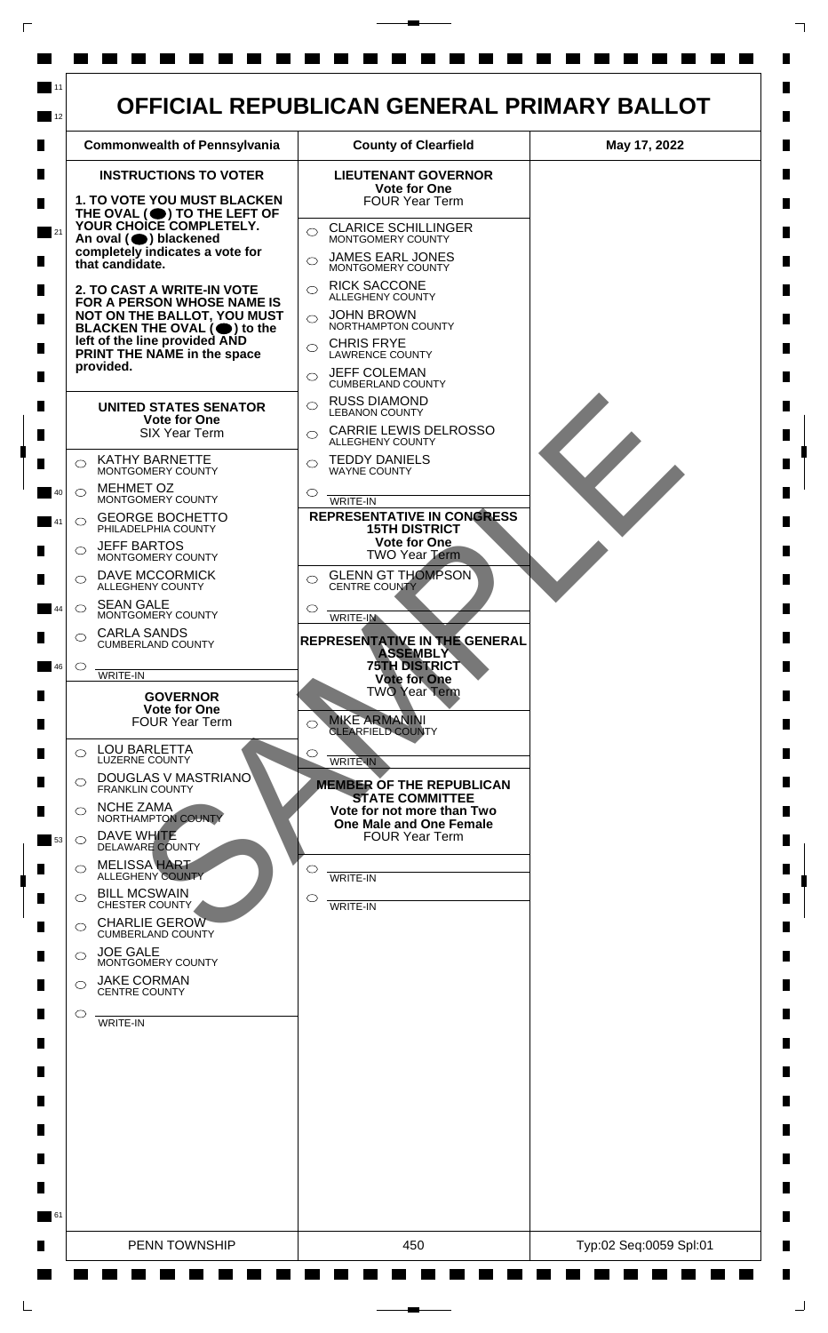# OFFICIAL REPUBLICAN GENERAL PRIMARY BALLOT

| Commonwealth of Pennsylvania | County of Clearfield | May 17, 2022 |
|---|---|---|

## INSTRUCTIONS TO VOTER

**1. TO VOTE YOU MUST BLACKEN THE OVAL (⬬) TO THE LEFT OF YOUR CHOICE COMPLETELY. An oval (⬬) blackened completely indicates a vote for that candidate.**

**2. TO CAST A WRITE-IN VOTE FOR A PERSON WHOSE NAME IS NOT ON THE BALLOT, YOU MUST BLACKEN THE OVAL (⬬) to the left of the line provided AND PRINT THE NAME in the space provided.**

### UNITED STATES SENATOR
**Vote for One**
SIX Year Term

- ○ KATHY BARNETTE — MONTGOMERY COUNTY
- ○ MEHMET OZ — MONTGOMERY COUNTY
- ○ GEORGE BOCHETTO — PHILADELPHIA COUNTY
- ○ JEFF BARTOS — MONTGOMERY COUNTY
- ○ DAVE MCCORMICK — ALLEGHENY COUNTY
- ○ SEAN GALE — MONTGOMERY COUNTY
- ○ CARLA SANDS — CUMBERLAND COUNTY
- ○ ______ WRITE-IN

### GOVERNOR
**Vote for One**
FOUR Year Term

- ○ LOU BARLETTA — LUZERNE COUNTY
- ○ DOUGLAS V MASTRIANO — FRANKLIN COUNTY
- ○ NCHE ZAMA — NORTHAMPTON COUNTY
- ○ DAVE WHITE — DELAWARE COUNTY
- ○ MELISSA HART — ALLEGHENY COUNTY
- ○ BILL MCSWAIN — CHESTER COUNTY
- ○ CHARLIE GEROW — CUMBERLAND COUNTY
- ○ JOE GALE — MONTGOMERY COUNTY
- ○ JAKE CORMAN — CENTRE COUNTY
- ○ ______ WRITE-IN

### LIEUTENANT GOVERNOR
**Vote for One**
FOUR Year Term

- ○ CLARICE SCHILLINGER — MONTGOMERY COUNTY
- ○ JAMES EARL JONES — MONTGOMERY COUNTY
- ○ RICK SACCONE — ALLEGHENY COUNTY
- ○ JOHN BROWN — NORTHAMPTON COUNTY
- ○ CHRIS FRYE — LAWRENCE COUNTY
- ○ JEFF COLEMAN — CUMBERLAND COUNTY
- ○ RUSS DIAMOND — LEBANON COUNTY
- ○ CARRIE LEWIS DELROSSO — ALLEGHENY COUNTY
- ○ TEDDY DANIELS — WAYNE COUNTY
- ○ ______ WRITE-IN

### REPRESENTATIVE IN CONGRESS 15TH DISTRICT
**Vote for One**
TWO Year Term

- ○ GLENN GT THOMPSON — CENTRE COUNTY
- ○ ______ WRITE-IN

### REPRESENTATIVE IN THE GENERAL ASSEMBLY 75TH DISTRICT
**Vote for One**
TWO Year Term

- ○ MIKE ARMANINI — CLEARFIELD COUNTY
- ○ ______ WRITE-IN

### MEMBER OF THE REPUBLICAN STATE COMMITTEE
**Vote for not more than Two**
**One Male and One Female**
FOUR Year Term

- ○ ______ WRITE-IN
- ○ ______ WRITE-IN

SAMPLE

| PENN TOWNSHIP | 450 | Typ:02 Seq:0059 Spl:01 |
|---|---|---|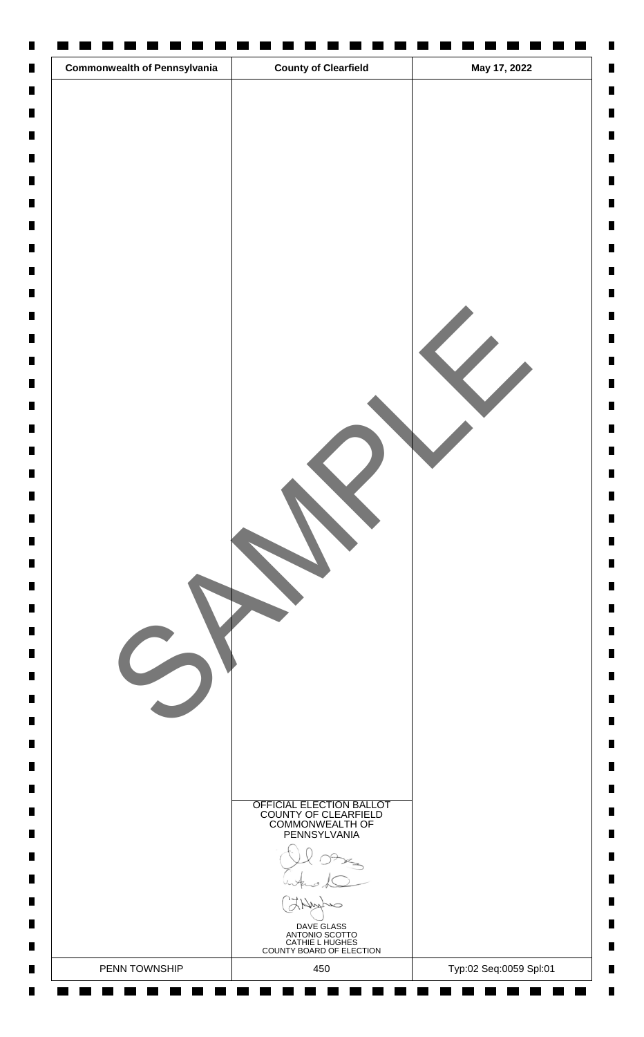| Commonwealth of Pennsylvania | County of Clearfield | May 17, 2022 |
| --- | --- | --- |
| | OFFICIAL ELECTION BALLOT<br>COUNTY OF CLEARFIELD<br>COMMONWEALTH OF PENNSYLVANIA<br>DAVE GLASS<br>ANTONIO SCOTTO<br>CATHIE L HUGHES<br>COUNTY BOARD OF ELECTION | |
| PENN TOWNSHIP | 450 | Typ:02 Seq:0059 Spl:01 |

SAMPLE